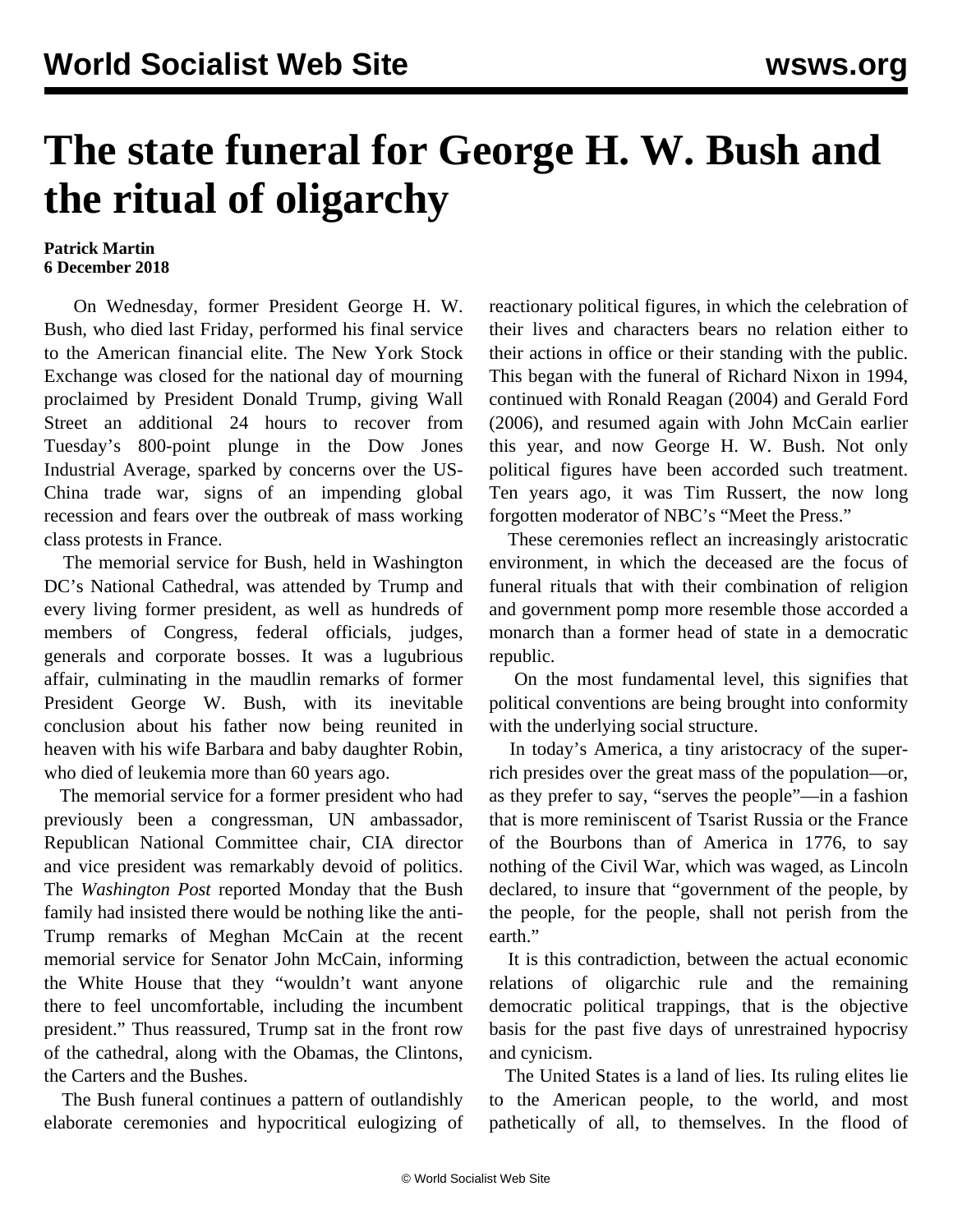# The state funeral for George H. W. Bush and the ritual of oligarchy

**Patrick Martin**
**6 December 2018**

On Wednesday, former President George H. W. Bush, who died last Friday, performed his final service to the American financial elite. The New York Stock Exchange was closed for the national day of mourning proclaimed by President Donald Trump, giving Wall Street an additional 24 hours to recover from Tuesday's 800-point plunge in the Dow Jones Industrial Average, sparked by concerns over the US-China trade war, signs of an impending global recession and fears over the outbreak of mass working class protests in France.

The memorial service for Bush, held in Washington DC's National Cathedral, was attended by Trump and every living former president, as well as hundreds of members of Congress, federal officials, judges, generals and corporate bosses. It was a lugubrious affair, culminating in the maudlin remarks of former President George W. Bush, with its inevitable conclusion about his father now being reunited in heaven with his wife Barbara and baby daughter Robin, who died of leukemia more than 60 years ago.

The memorial service for a former president who had previously been a congressman, UN ambassador, Republican National Committee chair, CIA director and vice president was remarkably devoid of politics. The *Washington Post* reported Monday that the Bush family had insisted there would be nothing like the anti-Trump remarks of Meghan McCain at the recent memorial service for Senator John McCain, informing the White House that they "wouldn't want anyone there to feel uncomfortable, including the incumbent president." Thus reassured, Trump sat in the front row of the cathedral, along with the Obamas, the Clintons, the Carters and the Bushes.

The Bush funeral continues a pattern of outlandishly elaborate ceremonies and hypocritical eulogizing of reactionary political figures, in which the celebration of their lives and characters bears no relation either to their actions in office or their standing with the public. This began with the funeral of Richard Nixon in 1994, continued with Ronald Reagan (2004) and Gerald Ford (2006), and resumed again with John McCain earlier this year, and now George H. W. Bush. Not only political figures have been accorded such treatment. Ten years ago, it was Tim Russert, the now long forgotten moderator of NBC's "Meet the Press."

These ceremonies reflect an increasingly aristocratic environment, in which the deceased are the focus of funeral rituals that with their combination of religion and government pomp more resemble those accorded a monarch than a former head of state in a democratic republic.

On the most fundamental level, this signifies that political conventions are being brought into conformity with the underlying social structure.

In today's America, a tiny aristocracy of the super-rich presides over the great mass of the population—or, as they prefer to say, "serves the people"—in a fashion that is more reminiscent of Tsarist Russia or the France of the Bourbons than of America in 1776, to say nothing of the Civil War, which was waged, as Lincoln declared, to insure that "government of the people, by the people, for the people, shall not perish from the earth."

It is this contradiction, between the actual economic relations of oligarchic rule and the remaining democratic political trappings, that is the objective basis for the past five days of unrestrained hypocrisy and cynicism.

The United States is a land of lies. Its ruling elites lie to the American people, to the world, and most pathetically of all, to themselves. In the flood of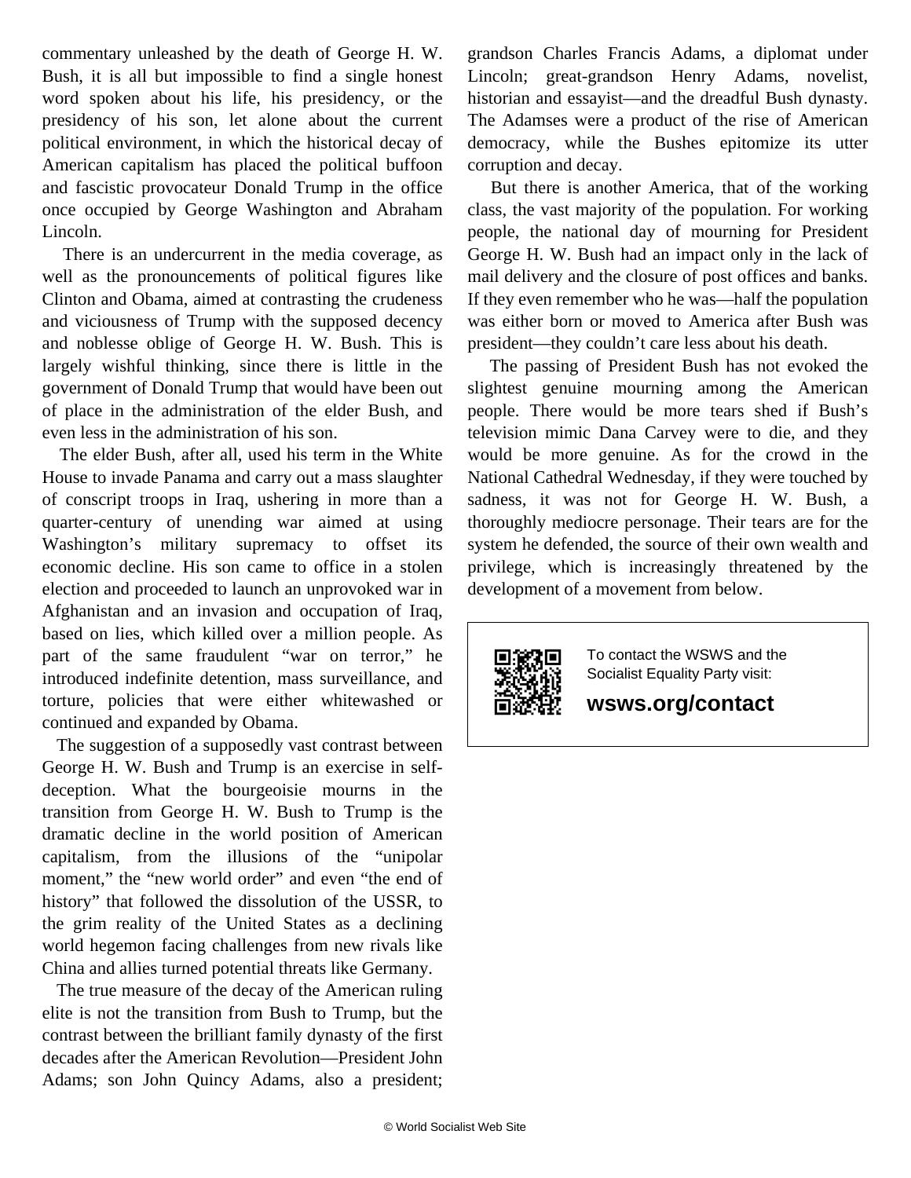commentary unleashed by the death of George H. W. Bush, it is all but impossible to find a single honest word spoken about his life, his presidency, or the presidency of his son, let alone about the current political environment, in which the historical decay of American capitalism has placed the political buffoon and fascistic provocateur Donald Trump in the office once occupied by George Washington and Abraham Lincoln.

There is an undercurrent in the media coverage, as well as the pronouncements of political figures like Clinton and Obama, aimed at contrasting the crudeness and viciousness of Trump with the supposed decency and noblesse oblige of George H. W. Bush. This is largely wishful thinking, since there is little in the government of Donald Trump that would have been out of place in the administration of the elder Bush, and even less in the administration of his son.

The elder Bush, after all, used his term in the White House to invade Panama and carry out a mass slaughter of conscript troops in Iraq, ushering in more than a quarter-century of unending war aimed at using Washington's military supremacy to offset its economic decline. His son came to office in a stolen election and proceeded to launch an unprovoked war in Afghanistan and an invasion and occupation of Iraq, based on lies, which killed over a million people. As part of the same fraudulent "war on terror," he introduced indefinite detention, mass surveillance, and torture, policies that were either whitewashed or continued and expanded by Obama.

The suggestion of a supposedly vast contrast between George H. W. Bush and Trump is an exercise in self-deception. What the bourgeoisie mourns in the transition from George H. W. Bush to Trump is the dramatic decline in the world position of American capitalism, from the illusions of the "unipolar moment," the "new world order" and even "the end of history" that followed the dissolution of the USSR, to the grim reality of the United States as a declining world hegemon facing challenges from new rivals like China and allies turned potential threats like Germany.

The true measure of the decay of the American ruling elite is not the transition from Bush to Trump, but the contrast between the brilliant family dynasty of the first decades after the American Revolution—President John Adams; son John Quincy Adams, also a president; grandson Charles Francis Adams, a diplomat under Lincoln; great-grandson Henry Adams, novelist, historian and essayist—and the dreadful Bush dynasty. The Adamses were a product of the rise of American democracy, while the Bushes epitomize its utter corruption and decay.

But there is another America, that of the working class, the vast majority of the population. For working people, the national day of mourning for President George H. W. Bush had an impact only in the lack of mail delivery and the closure of post offices and banks. If they even remember who he was—half the population was either born or moved to America after Bush was president—they couldn't care less about his death.

The passing of President Bush has not evoked the slightest genuine mourning among the American people. There would be more tears shed if Bush's television mimic Dana Carvey were to die, and they would be more genuine. As for the crowd in the National Cathedral Wednesday, if they were touched by sadness, it was not for George H. W. Bush, a thoroughly mediocre personage. Their tears are for the system he defended, the source of their own wealth and privilege, which is increasingly threatened by the development of a movement from below.

To contact the WSWS and the Socialist Equality Party visit:

**wsws.org/contact**